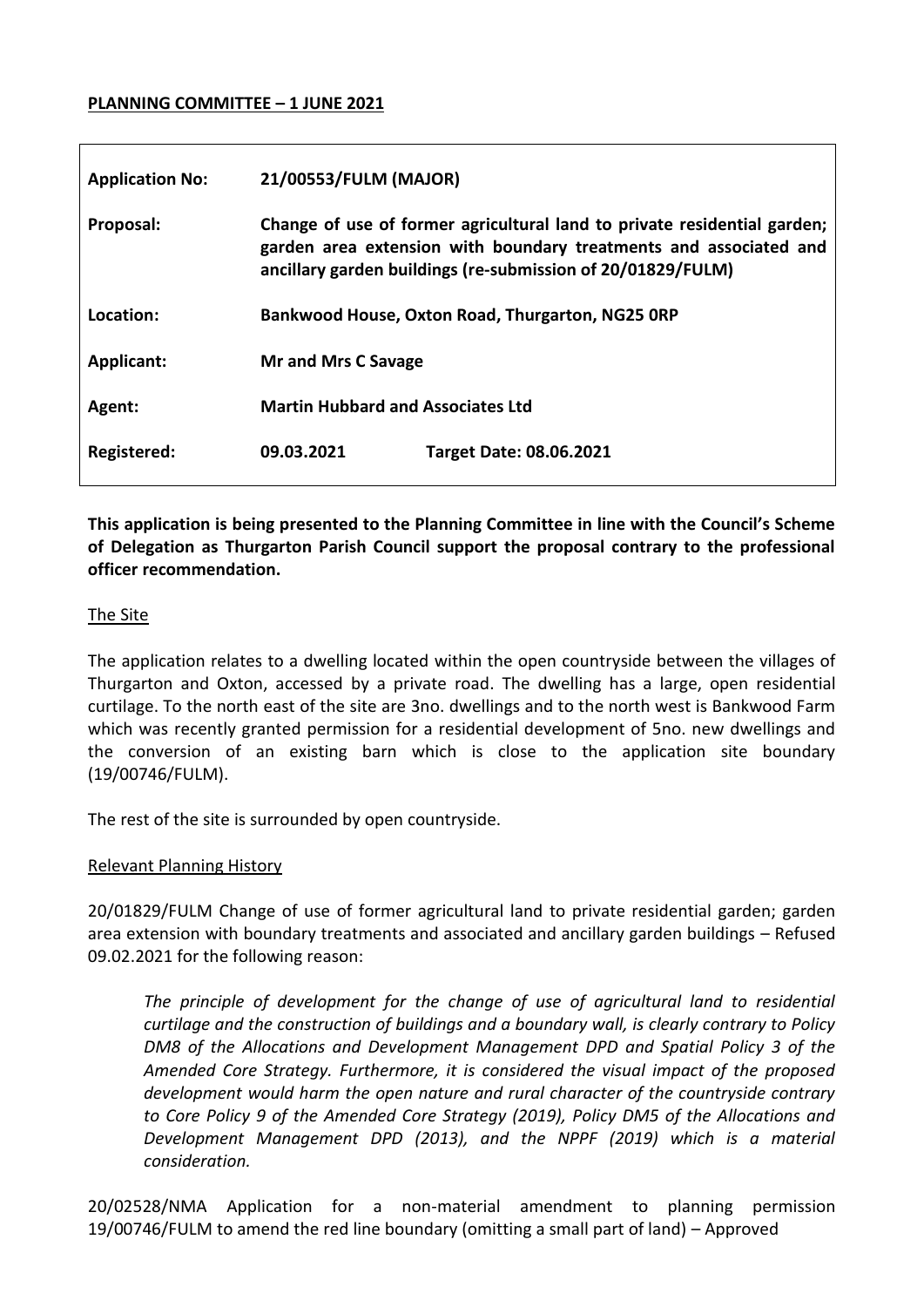**PLANNING COMMITTEE – 1 JUNE 2021**

| | | |
|---|---|---|
| **Application No:** | **21/00553/FULM (MAJOR)** | |
| **Proposal:** | **Change of use of former agricultural land to private residential garden; garden area extension with boundary treatments and associated and ancillary garden buildings (re-submission of 20/01829/FULM)** | |
| **Location:** | **Bankwood House, Oxton Road, Thurgarton, NG25 0RP** | |
| **Applicant:** | **Mr and Mrs C Savage** | |
| **Agent:** | **Martin Hubbard and Associates Ltd** | |
| **Registered:** | **09.03.2021** | **Target Date: 08.06.2021** |

**This application is being presented to the Planning Committee in line with the Council's Scheme of Delegation as Thurgarton Parish Council support the proposal contrary to the professional officer recommendation.**

## The Site

The application relates to a dwelling located within the open countryside between the villages of Thurgarton and Oxton, accessed by a private road. The dwelling has a large, open residential curtilage. To the north east of the site are 3no. dwellings and to the north west is Bankwood Farm which was recently granted permission for a residential development of 5no. new dwellings and the conversion of an existing barn which is close to the application site boundary (19/00746/FULM).

The rest of the site is surrounded by open countryside.

## Relevant Planning History

20/01829/FULM Change of use of former agricultural land to private residential garden; garden area extension with boundary treatments and associated and ancillary garden buildings – Refused 09.02.2021 for the following reason:

> *The principle of development for the change of use of agricultural land to residential curtilage and the construction of buildings and a boundary wall, is clearly contrary to Policy DM8 of the Allocations and Development Management DPD and Spatial Policy 3 of the Amended Core Strategy. Furthermore, it is considered the visual impact of the proposed development would harm the open nature and rural character of the countryside contrary to Core Policy 9 of the Amended Core Strategy (2019), Policy DM5 of the Allocations and Development Management DPD (2013), and the NPPF (2019) which is a material consideration.*

20/02528/NMA Application for a non-material amendment to planning permission 19/00746/FULM to amend the red line boundary (omitting a small part of land) – Approved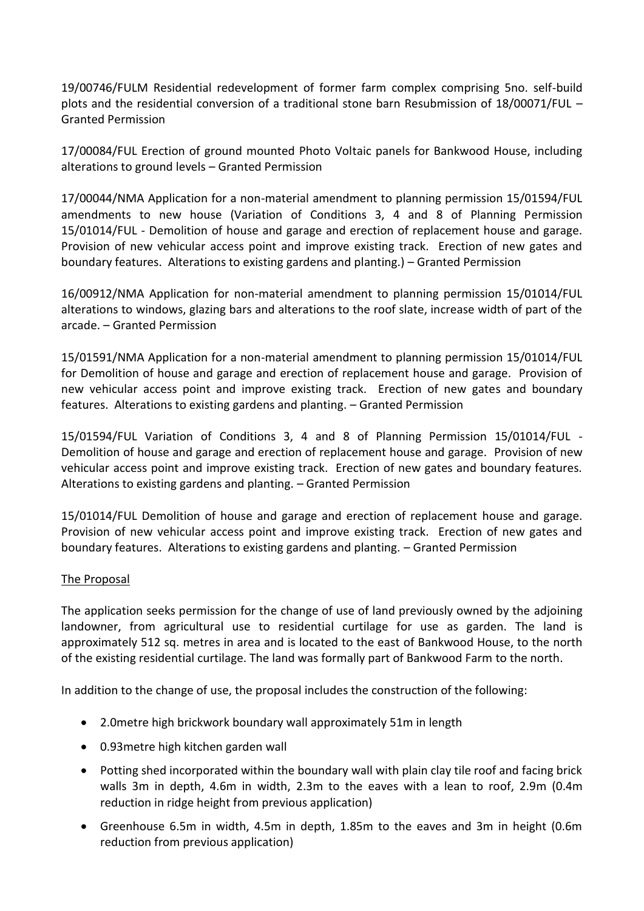19/00746/FULM Residential redevelopment of former farm complex comprising 5no. self-build plots and the residential conversion of a traditional stone barn Resubmission of 18/00071/FUL – Granted Permission

17/00084/FUL Erection of ground mounted Photo Voltaic panels for Bankwood House, including alterations to ground levels – Granted Permission

17/00044/NMA Application for a non-material amendment to planning permission 15/01594/FUL amendments to new house (Variation of Conditions 3, 4 and 8 of Planning Permission 15/01014/FUL - Demolition of house and garage and erection of replacement house and garage. Provision of new vehicular access point and improve existing track. Erection of new gates and boundary features. Alterations to existing gardens and planting.) – Granted Permission

16/00912/NMA Application for non-material amendment to planning permission 15/01014/FUL alterations to windows, glazing bars and alterations to the roof slate, increase width of part of the arcade. – Granted Permission

15/01591/NMA Application for a non-material amendment to planning permission 15/01014/FUL for Demolition of house and garage and erection of replacement house and garage. Provision of new vehicular access point and improve existing track. Erection of new gates and boundary features. Alterations to existing gardens and planting. – Granted Permission

15/01594/FUL Variation of Conditions 3, 4 and 8 of Planning Permission 15/01014/FUL - Demolition of house and garage and erection of replacement house and garage. Provision of new vehicular access point and improve existing track. Erection of new gates and boundary features. Alterations to existing gardens and planting. – Granted Permission

15/01014/FUL Demolition of house and garage and erection of replacement house and garage. Provision of new vehicular access point and improve existing track. Erection of new gates and boundary features. Alterations to existing gardens and planting. – Granted Permission

<u>The Proposal</u>

The application seeks permission for the change of use of land previously owned by the adjoining landowner, from agricultural use to residential curtilage for use as garden. The land is approximately 512 sq. metres in area and is located to the east of Bankwood House, to the north of the existing residential curtilage. The land was formally part of Bankwood Farm to the north.

In addition to the change of use, the proposal includes the construction of the following:

- 2.0metre high brickwork boundary wall approximately 51m in length
- 0.93metre high kitchen garden wall
- Potting shed incorporated within the boundary wall with plain clay tile roof and facing brick walls 3m in depth, 4.6m in width, 2.3m to the eaves with a lean to roof, 2.9m (0.4m reduction in ridge height from previous application)
- Greenhouse 6.5m in width, 4.5m in depth, 1.85m to the eaves and 3m in height (0.6m reduction from previous application)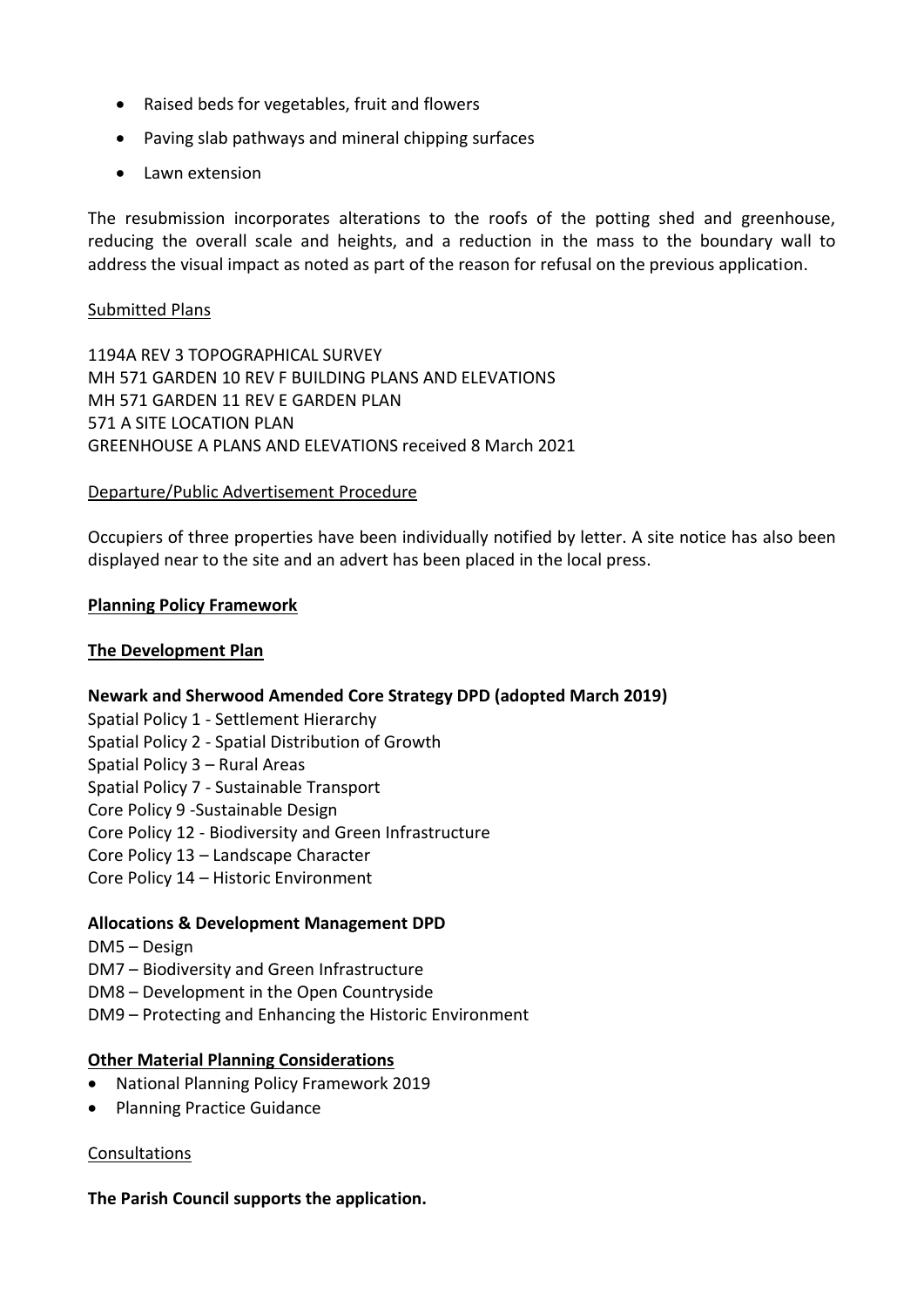- Raised beds for vegetables, fruit and flowers
- Paving slab pathways and mineral chipping surfaces
- Lawn extension

The resubmission incorporates alterations to the roofs of the potting shed and greenhouse, reducing the overall scale and heights, and a reduction in the mass to the boundary wall to address the visual impact as noted as part of the reason for refusal on the previous application.

Submitted Plans

1194A REV 3 TOPOGRAPHICAL SURVEY
MH 571 GARDEN 10 REV F BUILDING PLANS AND ELEVATIONS
MH 571 GARDEN 11 REV E GARDEN PLAN
571 A SITE LOCATION PLAN
GREENHOUSE A PLANS AND ELEVATIONS received 8 March 2021

Departure/Public Advertisement Procedure

Occupiers of three properties have been individually notified by letter. A site notice has also been displayed near to the site and an advert has been placed in the local press.

**Planning Policy Framework**

**The Development Plan**

**Newark and Sherwood Amended Core Strategy DPD (adopted March 2019)**

Spatial Policy 1 - Settlement Hierarchy
Spatial Policy 2 - Spatial Distribution of Growth
Spatial Policy 3 – Rural Areas
Spatial Policy 7 - Sustainable Transport
Core Policy 9 -Sustainable Design
Core Policy 12 - Biodiversity and Green Infrastructure
Core Policy 13 – Landscape Character
Core Policy 14 – Historic Environment

**Allocations & Development Management DPD**

DM5 – Design
DM7 – Biodiversity and Green Infrastructure
DM8 – Development in the Open Countryside
DM9 – Protecting and Enhancing the Historic Environment

**Other Material Planning Considerations**

- National Planning Policy Framework 2019
- Planning Practice Guidance

Consultations

**The Parish Council supports the application.**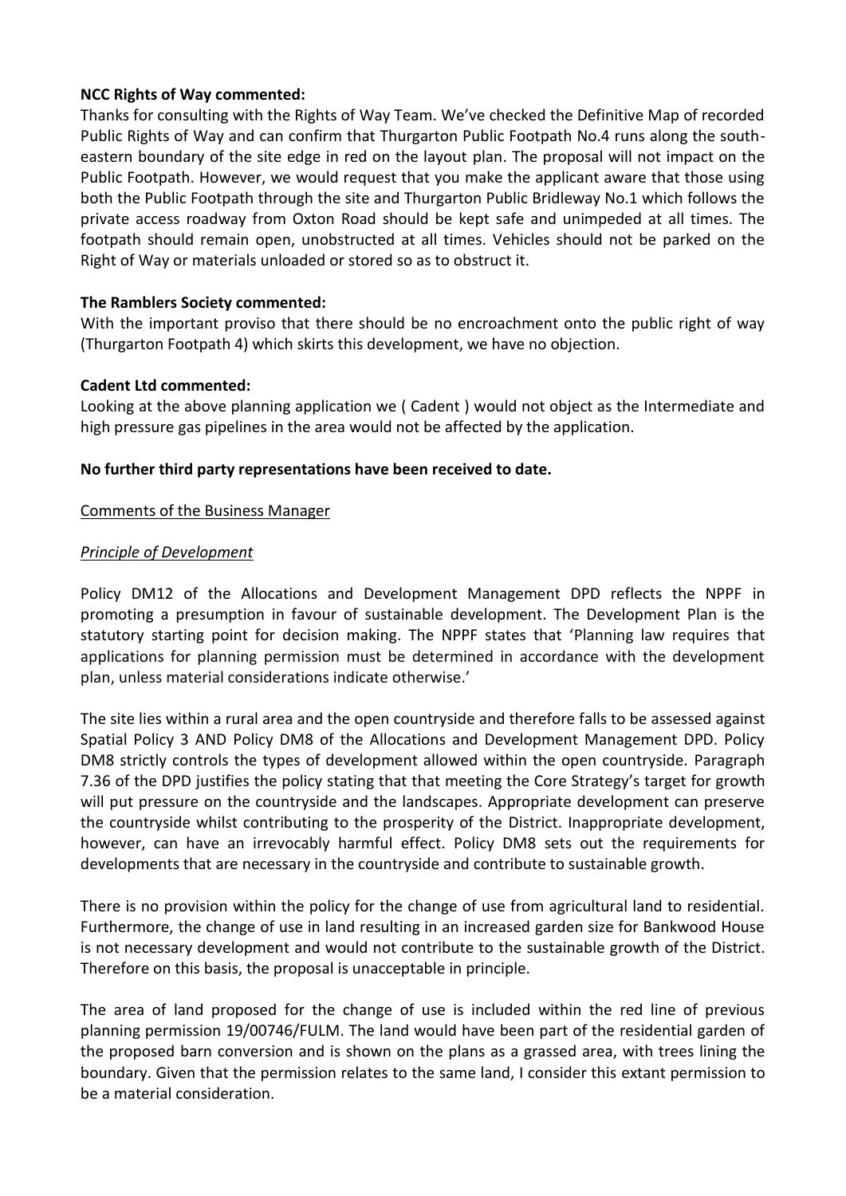**NCC Rights of Way commented:**

Thanks for consulting with the Rights of Way Team. We've checked the Definitive Map of recorded Public Rights of Way and can confirm that Thurgarton Public Footpath No.4 runs along the south-eastern boundary of the site edge in red on the layout plan. The proposal will not impact on the Public Footpath. However, we would request that you make the applicant aware that those using both the Public Footpath through the site and Thurgarton Public Bridleway No.1 which follows the private access roadway from Oxton Road should be kept safe and unimpeded at all times. The footpath should remain open, unobstructed at all times. Vehicles should not be parked on the Right of Way or materials unloaded or stored so as to obstruct it.

**The Ramblers Society commented:**

With the important proviso that there should be no encroachment onto the public right of way (Thurgarton Footpath 4) which skirts this development, we have no objection.

**Cadent Ltd commented:**

Looking at the above planning application we ( Cadent ) would not object as the Intermediate and high pressure gas pipelines in the area would not be affected by the application.

**No further third party representations have been received to date.**

<u>Comments of the Business Manager</u>

*<u>Principle of Development</u>*

Policy DM12 of the Allocations and Development Management DPD reflects the NPPF in promoting a presumption in favour of sustainable development. The Development Plan is the statutory starting point for decision making. The NPPF states that 'Planning law requires that applications for planning permission must be determined in accordance with the development plan, unless material considerations indicate otherwise.'

The site lies within a rural area and the open countryside and therefore falls to be assessed against Spatial Policy 3 AND Policy DM8 of the Allocations and Development Management DPD. Policy DM8 strictly controls the types of development allowed within the open countryside. Paragraph 7.36 of the DPD justifies the policy stating that that meeting the Core Strategy's target for growth will put pressure on the countryside and the landscapes. Appropriate development can preserve the countryside whilst contributing to the prosperity of the District. Inappropriate development, however, can have an irrevocably harmful effect. Policy DM8 sets out the requirements for developments that are necessary in the countryside and contribute to sustainable growth.

There is no provision within the policy for the change of use from agricultural land to residential. Furthermore, the change of use in land resulting in an increased garden size for Bankwood House is not necessary development and would not contribute to the sustainable growth of the District. Therefore on this basis, the proposal is unacceptable in principle.

The area of land proposed for the change of use is included within the red line of previous planning permission 19/00746/FULM. The land would have been part of the residential garden of the proposed barn conversion and is shown on the plans as a grassed area, with trees lining the boundary. Given that the permission relates to the same land, I consider this extant permission to be a material consideration.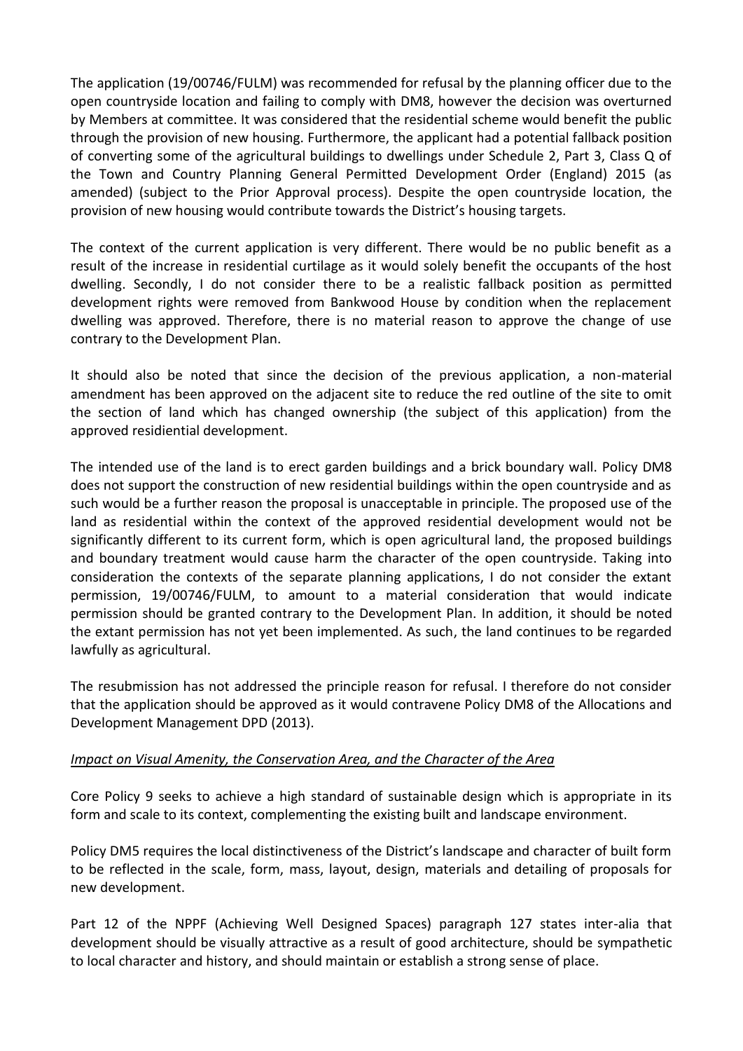The application (19/00746/FULM) was recommended for refusal by the planning officer due to the open countryside location and failing to comply with DM8, however the decision was overturned by Members at committee. It was considered that the residential scheme would benefit the public through the provision of new housing. Furthermore, the applicant had a potential fallback position of converting some of the agricultural buildings to dwellings under Schedule 2, Part 3, Class Q of the Town and Country Planning General Permitted Development Order (England) 2015 (as amended) (subject to the Prior Approval process). Despite the open countryside location, the provision of new housing would contribute towards the District's housing targets.

The context of the current application is very different. There would be no public benefit as a result of the increase in residential curtilage as it would solely benefit the occupants of the host dwelling. Secondly, I do not consider there to be a realistic fallback position as permitted development rights were removed from Bankwood House by condition when the replacement dwelling was approved. Therefore, there is no material reason to approve the change of use contrary to the Development Plan.

It should also be noted that since the decision of the previous application, a non-material amendment has been approved on the adjacent site to reduce the red outline of the site to omit the section of land which has changed ownership (the subject of this application) from the approved resiidential development.

The intended use of the land is to erect garden buildings and a brick boundary wall. Policy DM8 does not support the construction of new residential buildings within the open countryside and as such would be a further reason the proposal is unacceptable in principle. The proposed use of the land as residential within the context of the approved residential development would not be significantly different to its current form, which is open agricultural land, the proposed buildings and boundary treatment would cause harm the character of the open countryside. Taking into consideration the contexts of the separate planning applications, I do not consider the extant permission, 19/00746/FULM, to amount to a material consideration that would indicate permission should be granted contrary to the Development Plan. In addition, it should be noted the extant permission has not yet been implemented. As such, the land continues to be regarded lawfully as agricultural.

The resubmission has not addressed the principle reason for refusal. I therefore do not consider that the application should be approved as it would contravene Policy DM8 of the Allocations and Development Management DPD (2013).

*Impact on Visual Amenity, the Conservation Area, and the Character of the Area*

Core Policy 9 seeks to achieve a high standard of sustainable design which is appropriate in its form and scale to its context, complementing the existing built and landscape environment.

Policy DM5 requires the local distinctiveness of the District's landscape and character of built form to be reflected in the scale, form, mass, layout, design, materials and detailing of proposals for new development.

Part 12 of the NPPF (Achieving Well Designed Spaces) paragraph 127 states inter-alia that development should be visually attractive as a result of good architecture, should be sympathetic to local character and history, and should maintain or establish a strong sense of place.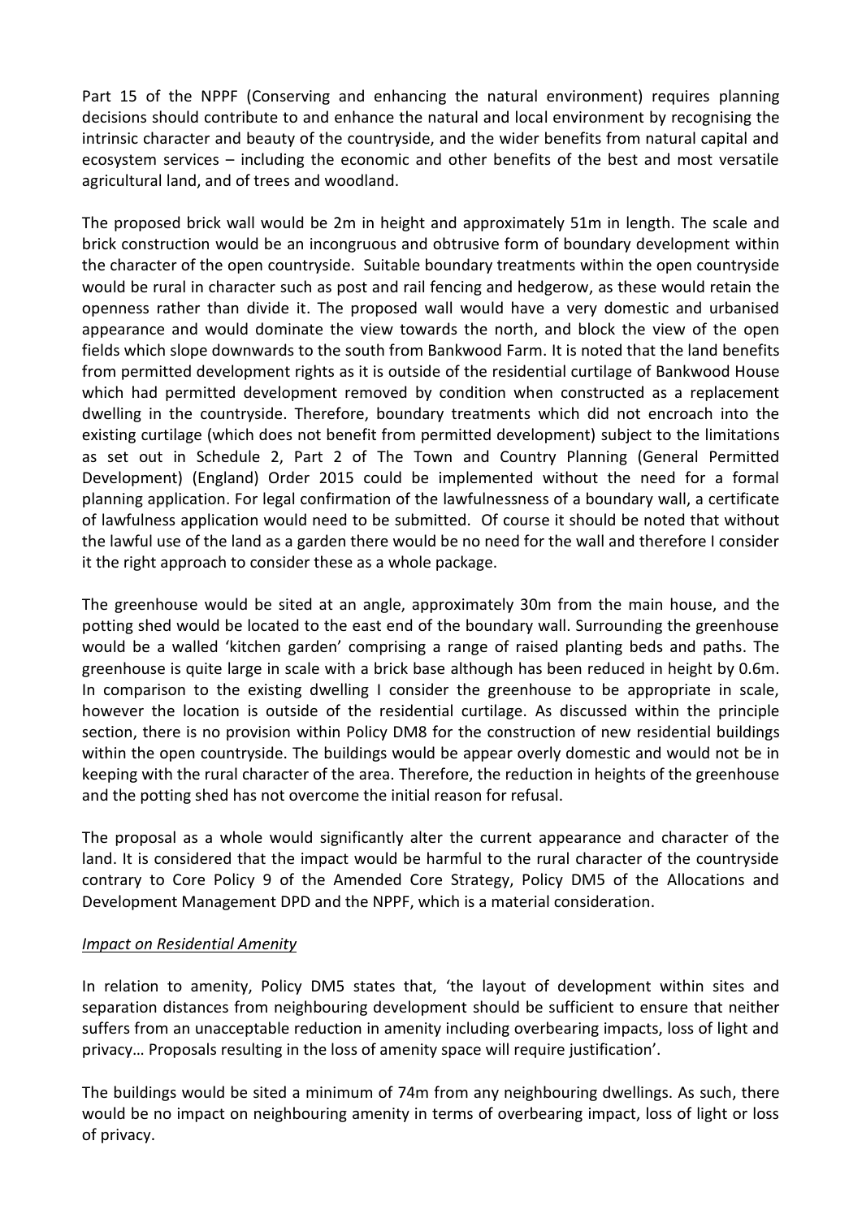Part 15 of the NPPF (Conserving and enhancing the natural environment) requires planning decisions should contribute to and enhance the natural and local environment by recognising the intrinsic character and beauty of the countryside, and the wider benefits from natural capital and ecosystem services – including the economic and other benefits of the best and most versatile agricultural land, and of trees and woodland.

The proposed brick wall would be 2m in height and approximately 51m in length. The scale and brick construction would be an incongruous and obtrusive form of boundary development within the character of the open countryside. Suitable boundary treatments within the open countryside would be rural in character such as post and rail fencing and hedgerow, as these would retain the openness rather than divide it. The proposed wall would have a very domestic and urbanised appearance and would dominate the view towards the north, and block the view of the open fields which slope downwards to the south from Bankwood Farm. It is noted that the land benefits from permitted development rights as it is outside of the residential curtilage of Bankwood House which had permitted development removed by condition when constructed as a replacement dwelling in the countryside. Therefore, boundary treatments which did not encroach into the existing curtilage (which does not benefit from permitted development) subject to the limitations as set out in Schedule 2, Part 2 of The Town and Country Planning (General Permitted Development) (England) Order 2015 could be implemented without the need for a formal planning application. For legal confirmation of the lawfulnessness of a boundary wall, a certificate of lawfulness application would need to be submitted. Of course it should be noted that without the lawful use of the land as a garden there would be no need for the wall and therefore I consider it the right approach to consider these as a whole package.

The greenhouse would be sited at an angle, approximately 30m from the main house, and the potting shed would be located to the east end of the boundary wall. Surrounding the greenhouse would be a walled 'kitchen garden' comprising a range of raised planting beds and paths. The greenhouse is quite large in scale with a brick base although has been reduced in height by 0.6m. In comparison to the existing dwelling I consider the greenhouse to be appropriate in scale, however the location is outside of the residential curtilage. As discussed within the principle section, there is no provision within Policy DM8 for the construction of new residential buildings within the open countryside. The buildings would be appear overly domestic and would not be in keeping with the rural character of the area. Therefore, the reduction in heights of the greenhouse and the potting shed has not overcome the initial reason for refusal.

The proposal as a whole would significantly alter the current appearance and character of the land. It is considered that the impact would be harmful to the rural character of the countryside contrary to Core Policy 9 of the Amended Core Strategy, Policy DM5 of the Allocations and Development Management DPD and the NPPF, which is a material consideration.

*Impact on Residential Amenity*

In relation to amenity, Policy DM5 states that, 'the layout of development within sites and separation distances from neighbouring development should be sufficient to ensure that neither suffers from an unacceptable reduction in amenity including overbearing impacts, loss of light and privacy… Proposals resulting in the loss of amenity space will require justification'.

The buildings would be sited a minimum of 74m from any neighbouring dwellings. As such, there would be no impact on neighbouring amenity in terms of overbearing impact, loss of light or loss of privacy.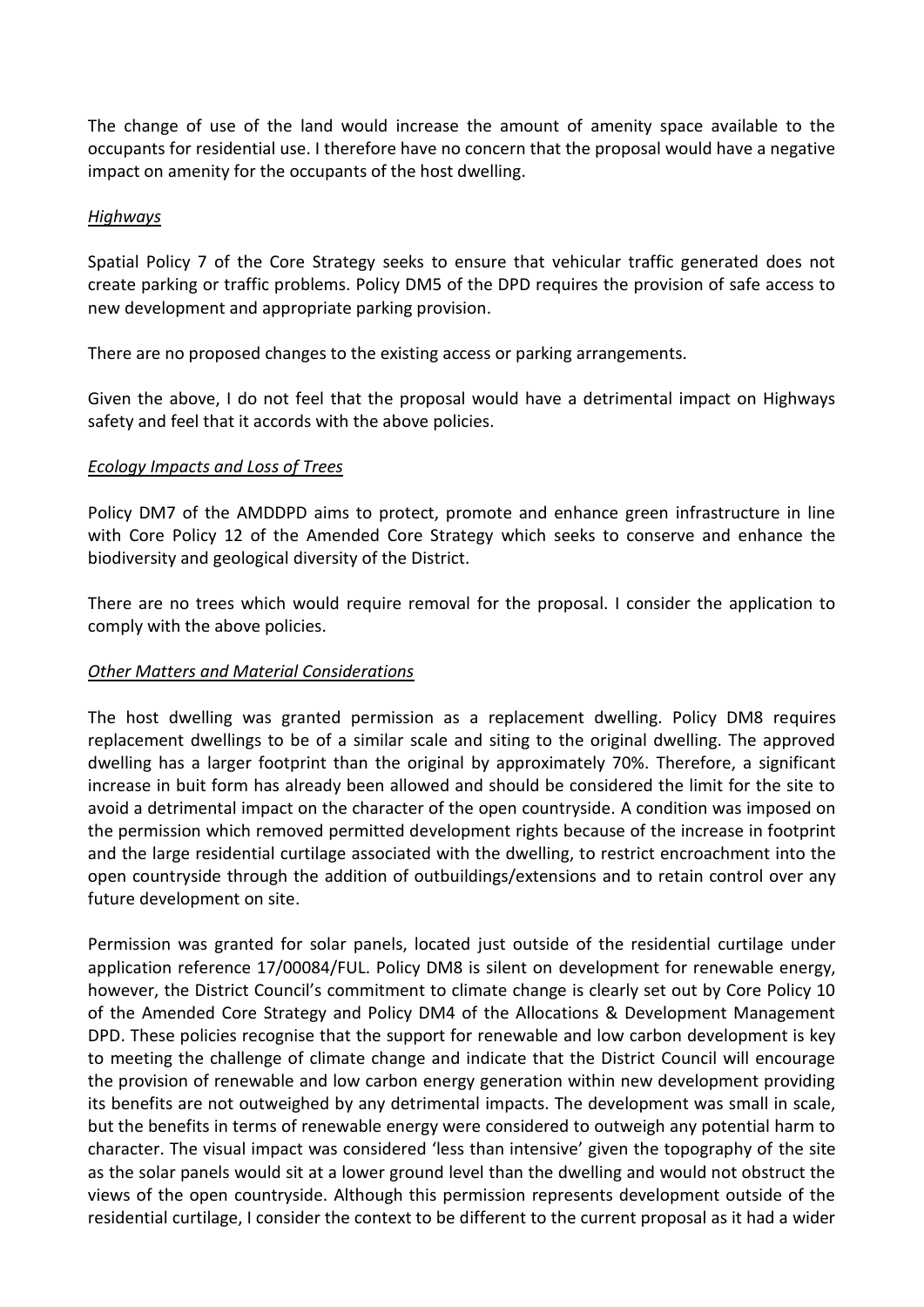The change of use of the land would increase the amount of amenity space available to the occupants for residential use. I therefore have no concern that the proposal would have a negative impact on amenity for the occupants of the host dwelling.

*Highways*

Spatial Policy 7 of the Core Strategy seeks to ensure that vehicular traffic generated does not create parking or traffic problems. Policy DM5 of the DPD requires the provision of safe access to new development and appropriate parking provision.

There are no proposed changes to the existing access or parking arrangements.

Given the above, I do not feel that the proposal would have a detrimental impact on Highways safety and feel that it accords with the above policies.

*Ecology Impacts and Loss of Trees*

Policy DM7 of the AMDDPD aims to protect, promote and enhance green infrastructure in line with Core Policy 12 of the Amended Core Strategy which seeks to conserve and enhance the biodiversity and geological diversity of the District.

There are no trees which would require removal for the proposal. I consider the application to comply with the above policies.

*Other Matters and Material Considerations*

The host dwelling was granted permission as a replacement dwelling. Policy DM8 requires replacement dwellings to be of a similar scale and siting to the original dwelling. The approved dwelling has a larger footprint than the original by approximately 70%. Therefore, a significant increase in buit form has already been allowed and should be considered the limit for the site to avoid a detrimental impact on the character of the open countryside. A condition was imposed on the permission which removed permitted development rights because of the increase in footprint and the large residential curtilage associated with the dwelling, to restrict encroachment into the open countryside through the addition of outbuildings/extensions and to retain control over any future development on site.

Permission was granted for solar panels, located just outside of the residential curtilage under application reference 17/00084/FUL. Policy DM8 is silent on development for renewable energy, however, the District Council's commitment to climate change is clearly set out by Core Policy 10 of the Amended Core Strategy and Policy DM4 of the Allocations & Development Management DPD. These policies recognise that the support for renewable and low carbon development is key to meeting the challenge of climate change and indicate that the District Council will encourage the provision of renewable and low carbon energy generation within new development providing its benefits are not outweighed by any detrimental impacts. The development was small in scale, but the benefits in terms of renewable energy were considered to outweigh any potential harm to character. The visual impact was considered 'less than intensive' given the topography of the site as the solar panels would sit at a lower ground level than the dwelling and would not obstruct the views of the open countryside. Although this permission represents development outside of the residential curtilage, I consider the context to be different to the current proposal as it had a wider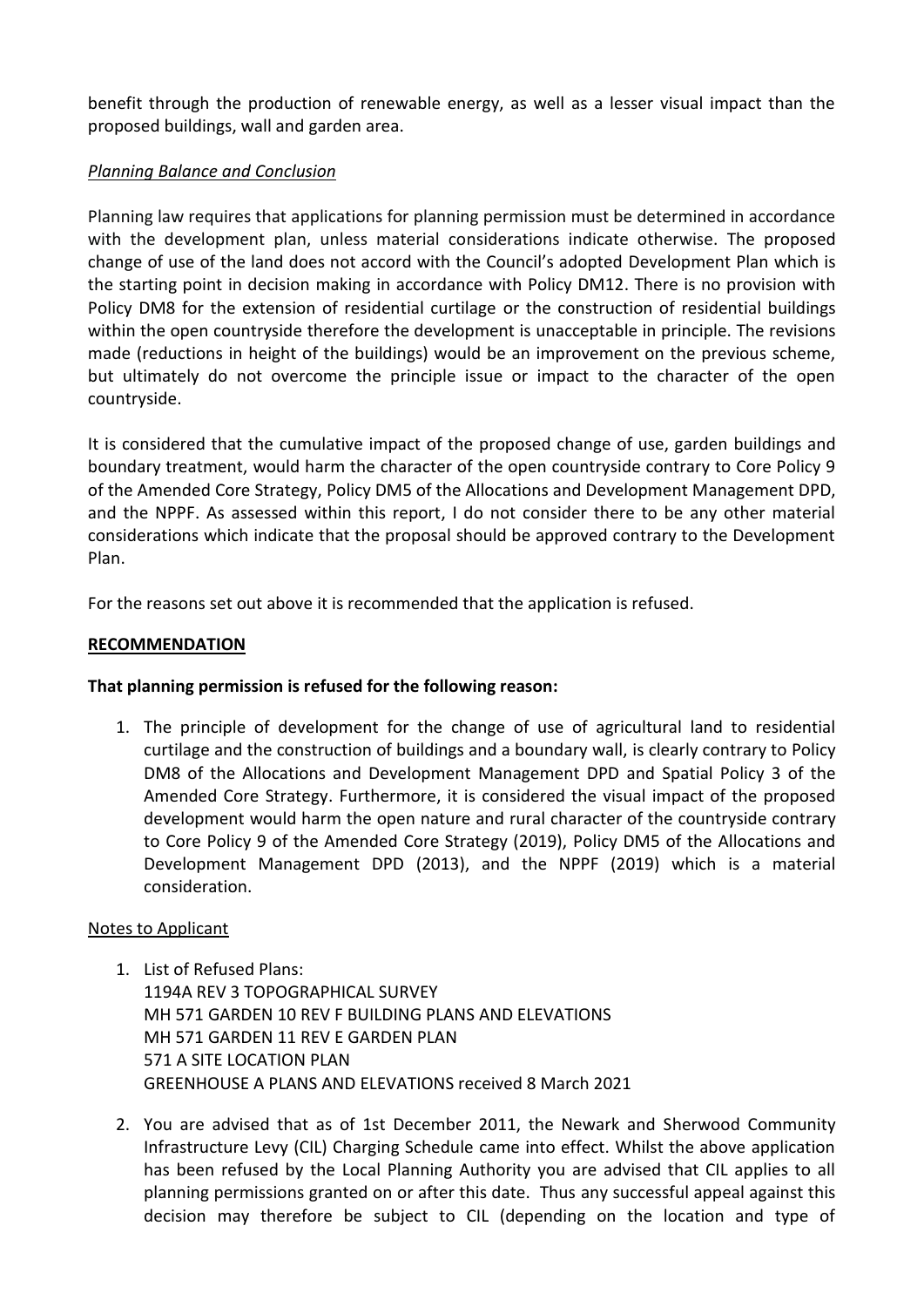benefit through the production of renewable energy, as well as a lesser visual impact than the proposed buildings, wall and garden area.

*Planning Balance and Conclusion*

Planning law requires that applications for planning permission must be determined in accordance with the development plan, unless material considerations indicate otherwise. The proposed change of use of the land does not accord with the Council's adopted Development Plan which is the starting point in decision making in accordance with Policy DM12. There is no provision with Policy DM8 for the extension of residential curtilage or the construction of residential buildings within the open countryside therefore the development is unacceptable in principle. The revisions made (reductions in height of the buildings) would be an improvement on the previous scheme, but ultimately do not overcome the principle issue or impact to the character of the open countryside.

It is considered that the cumulative impact of the proposed change of use, garden buildings and boundary treatment, would harm the character of the open countryside contrary to Core Policy 9 of the Amended Core Strategy, Policy DM5 of the Allocations and Development Management DPD, and the NPPF. As assessed within this report, I do not consider there to be any other material considerations which indicate that the proposal should be approved contrary to the Development Plan.

For the reasons set out above it is recommended that the application is refused.

**RECOMMENDATION**

**That planning permission is refused for the following reason:**

1. The principle of development for the change of use of agricultural land to residential curtilage and the construction of buildings and a boundary wall, is clearly contrary to Policy DM8 of the Allocations and Development Management DPD and Spatial Policy 3 of the Amended Core Strategy. Furthermore, it is considered the visual impact of the proposed development would harm the open nature and rural character of the countryside contrary to Core Policy 9 of the Amended Core Strategy (2019), Policy DM5 of the Allocations and Development Management DPD (2013), and the NPPF (2019) which is a material consideration.

Notes to Applicant

1. List of Refused Plans:
   1194A REV 3 TOPOGRAPHICAL SURVEY
   MH 571 GARDEN 10 REV F BUILDING PLANS AND ELEVATIONS
   MH 571 GARDEN 11 REV E GARDEN PLAN
   571 A SITE LOCATION PLAN
   GREENHOUSE A PLANS AND ELEVATIONS received 8 March 2021

2. You are advised that as of 1st December 2011, the Newark and Sherwood Community Infrastructure Levy (CIL) Charging Schedule came into effect. Whilst the above application has been refused by the Local Planning Authority you are advised that CIL applies to all planning permissions granted on or after this date. Thus any successful appeal against this decision may therefore be subject to CIL (depending on the location and type of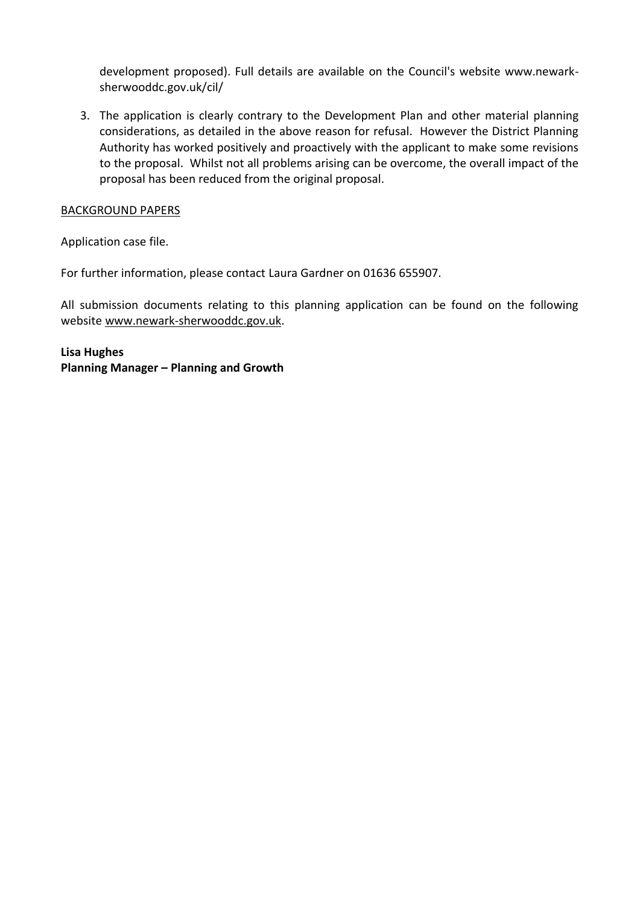development proposed). Full details are available on the Council's website www.newark-sherwooddc.gov.uk/cil/

3. The application is clearly contrary to the Development Plan and other material planning considerations, as detailed in the above reason for refusal. However the District Planning Authority has worked positively and proactively with the applicant to make some revisions to the proposal. Whilst not all problems arising can be overcome, the overall impact of the proposal has been reduced from the original proposal.

BACKGROUND PAPERS

Application case file.

For further information, please contact Laura Gardner on 01636 655907.

All submission documents relating to this planning application can be found on the following website www.newark-sherwooddc.gov.uk.

**Lisa Hughes**
**Planning Manager – Planning and Growth**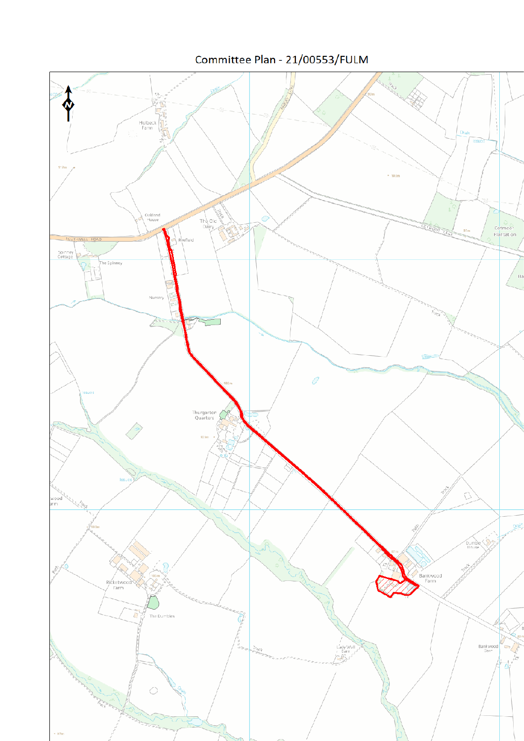# Committee Plan - 21/00553/FULM